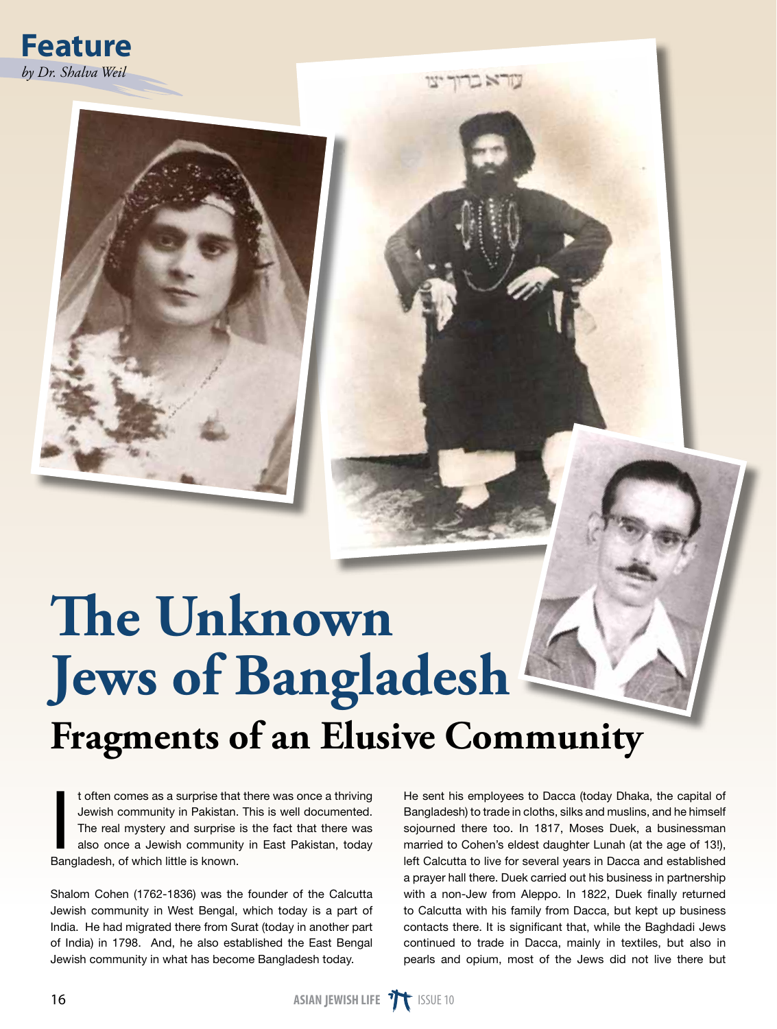**Feature**

*by Dr. Shalva Weil*

עזרא ברוך יצו

# The Unknown Jews of Bangladesh

## Fragments of an Elusive Community

It often comes as a surprise that there was once a thriving Jewish community in Pakistan. This is well documented. The real mystery and surprise is the fact that there was also once a Jewish community in East Pakistan, today Bangladesh, of which little is known.

Shalom Cohen (1762-1836) was the founder of the Calcutta Jewish community in West Bengal, which today is a part of India. He had migrated there from Surat (today in another part of India) in 1798. And, he also established the East Bengal Jewish community in what has become Bangladesh today.

He sent his employees to Dacca (today Dhaka, the capital of Bangladesh) to trade in cloths, silks and muslins, and he himself sojourned there too. In 1817, Moses Duek, a businessman married to Cohen's eldest daughter Lunah (at the age of 13!), left Calcutta to live for several years in Dacca and established a prayer hall there. Duek carried out his business in partnership with a non-Jew from Aleppo. In 1822, Duek finally returned to Calcutta with his family from Dacca, but kept up business contacts there. It is significant that, while the Baghdadi Jews continued to trade in Dacca, mainly in textiles, but also in pearls and opium, most of the Jews did not live there but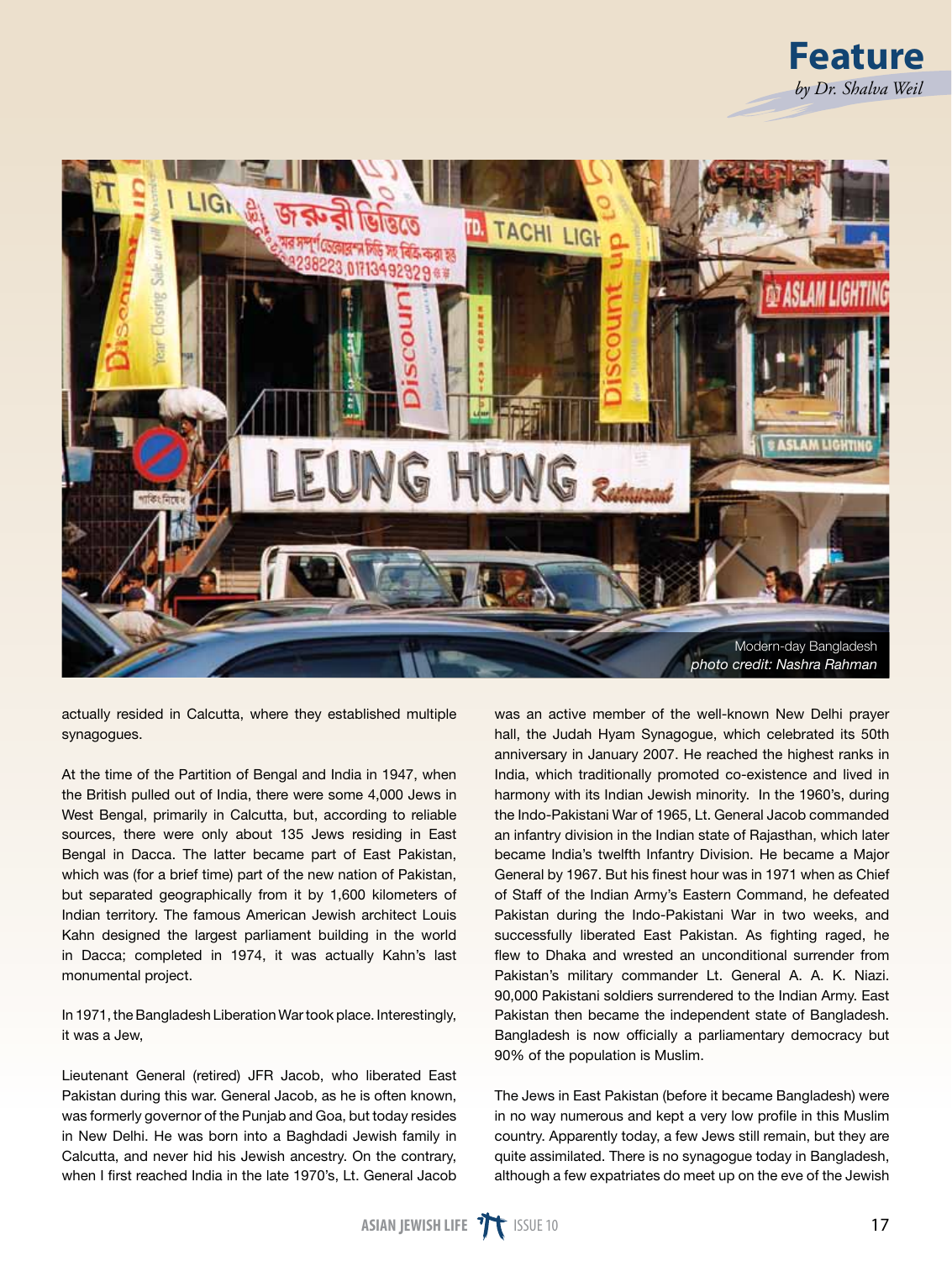Feature

*by Dr. Shalva Weil*

Modern-day Bangladesh
*photo credit: Nashra Rahman*

actually resided in Calcutta, where they established multiple synagogues.

At the time of the Partition of Bengal and India in 1947, when the British pulled out of India, there were some 4,000 Jews in West Bengal, primarily in Calcutta, but, according to reliable sources, there were only about 135 Jews residing in East Bengal in Dacca. The latter became part of East Pakistan, which was (for a brief time) part of the new nation of Pakistan, but separated geographically from it by 1,600 kilometers of Indian territory. The famous American Jewish architect Louis Kahn designed the largest parliament building in the world in Dacca; completed in 1974, it was actually Kahn's last monumental project.

In 1971, the Bangladesh Liberation War took place. Interestingly, it was a Jew,

Lieutenant General (retired) JFR Jacob, who liberated East Pakistan during this war. General Jacob, as he is often known, was formerly governor of the Punjab and Goa, but today resides in New Delhi. He was born into a Baghdadi Jewish family in Calcutta, and never hid his Jewish ancestry. On the contrary, when I first reached India in the late 1970's, Lt. General Jacob was an active member of the well-known New Delhi prayer hall, the Judah Hyam Synagogue, which celebrated its 50th anniversary in January 2007. He reached the highest ranks in India, which traditionally promoted co-existence and lived in harmony with its Indian Jewish minority. In the 1960's, during the Indo-Pakistani War of 1965, Lt. General Jacob commanded an infantry division in the Indian state of Rajasthan, which later became India's twelfth Infantry Division. He became a Major General by 1967. But his finest hour was in 1971 when as Chief of Staff of the Indian Army's Eastern Command, he defeated Pakistan during the Indo-Pakistani War in two weeks, and successfully liberated East Pakistan. As fighting raged, he flew to Dhaka and wrested an unconditional surrender from Pakistan's military commander Lt. General A. A. K. Niazi. 90,000 Pakistani soldiers surrendered to the Indian Army. East Pakistan then became the independent state of Bangladesh. Bangladesh is now officially a parliamentary democracy but 90% of the population is Muslim.

The Jews in East Pakistan (before it became Bangladesh) were in no way numerous and kept a very low profile in this Muslim country. Apparently today, a few Jews still remain, but they are quite assimilated. There is no synagogue today in Bangladesh, although a few expatriates do meet up on the eve of the Jewish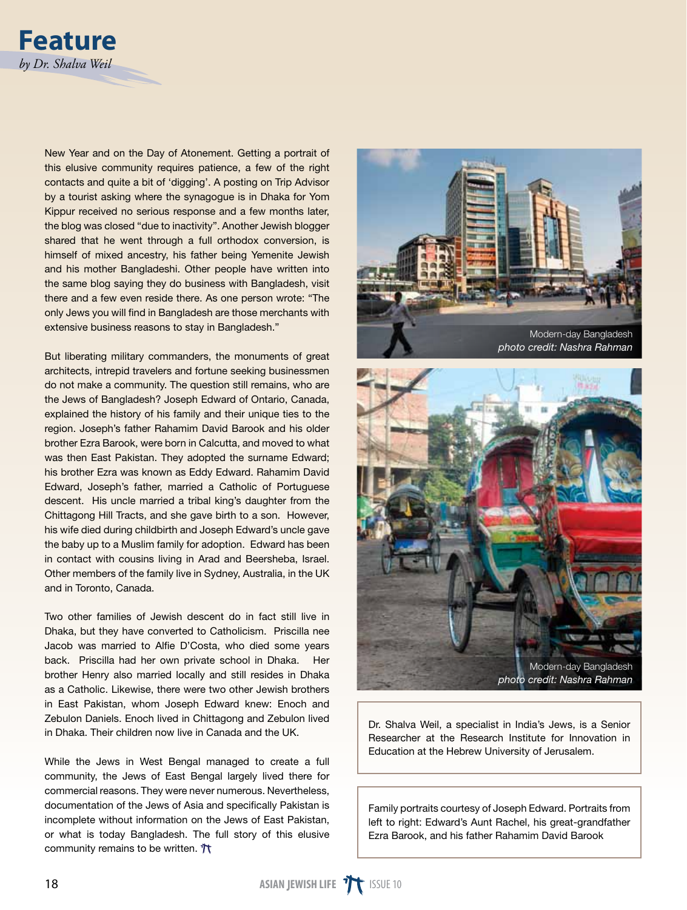# Feature

*by Dr. Shalva Weil*

New Year and on the Day of Atonement. Getting a portrait of this elusive community requires patience, a few of the right contacts and quite a bit of 'digging'. A posting on Trip Advisor by a tourist asking where the synagogue is in Dhaka for Yom Kippur received no serious response and a few months later, the blog was closed "due to inactivity". Another Jewish blogger shared that he went through a full orthodox conversion, is himself of mixed ancestry, his father being Yemenite Jewish and his mother Bangladeshi. Other people have written into the same blog saying they do business with Bangladesh, visit there and a few even reside there. As one person wrote: "The only Jews you will find in Bangladesh are those merchants with extensive business reasons to stay in Bangladesh."

But liberating military commanders, the monuments of great architects, intrepid travelers and fortune seeking businessmen do not make a community. The question still remains, who are the Jews of Bangladesh? Joseph Edward of Ontario, Canada, explained the history of his family and their unique ties to the region. Joseph's father Rahamim David Barook and his older brother Ezra Barook, were born in Calcutta, and moved to what was then East Pakistan. They adopted the surname Edward; his brother Ezra was known as Eddy Edward. Rahamim David Edward, Joseph's father, married a Catholic of Portuguese descent. His uncle married a tribal king's daughter from the Chittagong Hill Tracts, and she gave birth to a son. However, his wife died during childbirth and Joseph Edward's uncle gave the baby up to a Muslim family for adoption. Edward has been in contact with cousins living in Arad and Beersheba, Israel. Other members of the family live in Sydney, Australia, in the UK and in Toronto, Canada.

Two other families of Jewish descent do in fact still live in Dhaka, but they have converted to Catholicism. Priscilla nee Jacob was married to Alfie D'Costa, who died some years back. Priscilla had her own private school in Dhaka. Her brother Henry also married locally and still resides in Dhaka as a Catholic. Likewise, there were two other Jewish brothers in East Pakistan, whom Joseph Edward knew: Enoch and Zebulon Daniels. Enoch lived in Chittagong and Zebulon lived in Dhaka. Their children now live in Canada and the UK.

While the Jews in West Bengal managed to create a full community, the Jews of East Bengal largely lived there for commercial reasons. They were never numerous. Nevertheless, documentation of the Jews of Asia and specifically Pakistan is incomplete without information on the Jews of East Pakistan, or what is today Bangladesh. The full story of this elusive community remains to be written.

Modern-day Bangladesh
*photo credit: Nashra Rahman*

Modern-day Bangladesh
*photo credit: Nashra Rahman*

Dr. Shalva Weil, a specialist in India's Jews, is a Senior Researcher at the Research Institute for Innovation in Education at the Hebrew University of Jerusalem.

Family portraits courtesy of Joseph Edward. Portraits from left to right: Edward's Aunt Rachel, his great-grandfather Ezra Barook, and his father Rahamim David Barook